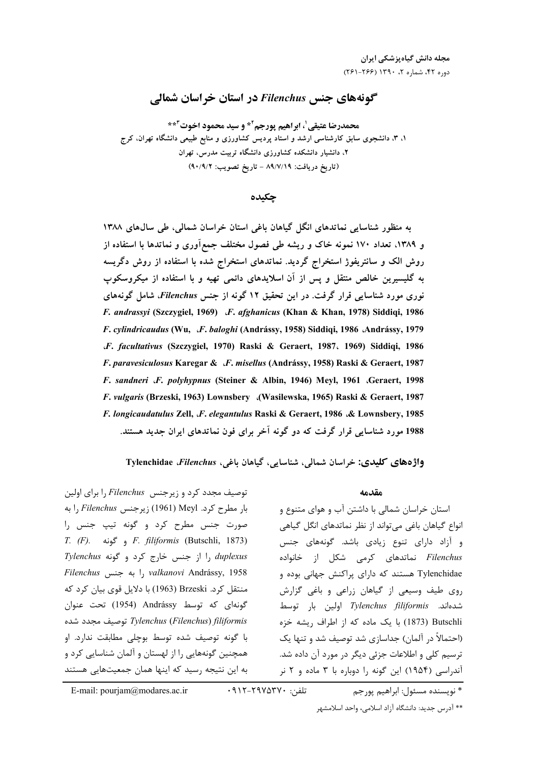# گونه‌های جنس *Filenchus* در استان خراسان شمالی

**محمدرضا عتیقی[1]، ابراهیم پورجم[2]* و سید محمود اخوت[3]****

۱، ۳، دانشجوی سابق کارشناسی ارشد و استاد پردیس کشاورزی و منابع طبیعی دانشگاه تهران، کرج
۲، دانشیار دانشکده کشاورزی دانشگاه تربیت مدرس، تهران
(تاریخ دریافت: ۸۹/۷/۱۹ - تاریخ تصویب: ۹۰/۹/۲)

## چکیده

به منظور شناسایی نماتدهای انگل گیاهان باغی استان خراسان شمالی، طی سال‌های ۱۳۸۸ و ۱۳۸۹، تعداد ۱۷۰ نمونه خاک و ریشه طی فصول مختلف جمع‌آوری و نماتدها با استفاده از روش الک و سانتریفوژ استخراج گردید. نماتدهای استخراج شده با استفاده از روش دگریسه به گلیسیرین خالص منتقل و پس از آن اسلایدهای دائمی تهیه و با استفاده از میکروسکوپ نوری مورد شناسایی قرار گرفت. در این تحقیق ۱۲ گونه از جنس *Filenchus*، شامل گونه‌های ***F. afghanicus*** **(Khan & Khan, 1978) Siddiqi, 1986**، ***F. andrassyi*** **(Szczygiel, 1969) Andrássy, 1979**، ***F. baloghi*** **(Andrássy, 1958) Siddiqi, 1986**، ***F. cylindricaudus*** **(Wu, 1969) Siddiqi, 1986**، ***F. facultativus*** **(Szczygiel, 1970) Raski & Geraert, 1987**، ***F. misellus*** **(Andrássy, 1958) Raski & Geraert, 1987**، ***F. paravesiculosus*** **Karegar & Geraert, 1998**، ***F. polyhypnus*** **(Steiner & Albin, 1946) Meyl, 1961**، ***F. sandneri*** **(Wasilewska, 1965) Raski & Geraert, 1987**، ***F. vulgaris*** **(Brzeski, 1963) Lownsbery & Lownsbery, 1985**، ***F. elegantulus*** **Raski & Geraert, 1986**، ***F. longicaudatulus*** **Zell, 1988** مورد شناسایی قرار گرفت که دو گونه آخر برای فون نماتدهای ایران جدید هستند.

**واژه‌های کلیدی:** خراسان شمالی، شناسایی، گیاهان باغی، *Filenchus*، Tylenchidae

## مقدمه

استان خراسان شمالی با داشتن آب و هوای متنوع و انواع گیاهان باغی می‌تواند از نظر نماتدهای انگل گیاهی و آزاد دارای تنوع زیادی باشد. گونه‌های جنس *Filenchus* نماتدهای کرمی شکل از خانواده Tylenchidae هستند که دارای پراکنش جهانی بوده و روی طیف وسیعی از گیاهان زراعی و باغی گزارش شده‌اند. *Tylenchus filiformis* اولین بار توسط Butschli (1873) با یک ماده که از اطراف ریشه خزه (احتمالاً در آلمان) جداسازی شد توصیف شد و تنها یک ترسیم کلی و اطلاعات جزئی دیگر در مورد آن داده شد. آندراسی (۱۹۵۴) این گونه را دوباره با ۳ ماده و ۲ نر توصیف مجدد کرد و زیرجنس *Filenchus* را برای اولین بار مطرح کرد. Meyl (1961) زیرجنس *Filenchus* را به صورت جنس مطرح کرد و گونه تیپ جنس را *T. (F). filiformis* (Butschli, 1873) و گونه *Tylenchus duplexus* را از جنس خارج کرد و گونه *valkanovi* Andrássy, 1958 را به جنس *Filenchus* منتقل کرد. Brzeski (1963) با دلایل قوی بیان کرد که گونه‌ای که توسط Andrássy (1954) تحت عنوان *Tylenchus* (*Filenchus*) *filiformis* توصیف مجدد شده با گونه توصیف شده توسط بوچلی مطابقت ندارد. او همچنین گونه‌هایی را از لهستان و آلمان شناسایی کرد و به این نتیجه رسید که اینها همان جمعیت‌هایی هستند

---

* نویسنده مسئول: ابراهیم پورجم — تلفن: ۰۹۱۲-۲۹۷۵۳۷۰ — E-mail: pourjam@modares.ac.ir

** آدرس جدید: دانشگاه آزاد اسلامی، واحد اسلامشهر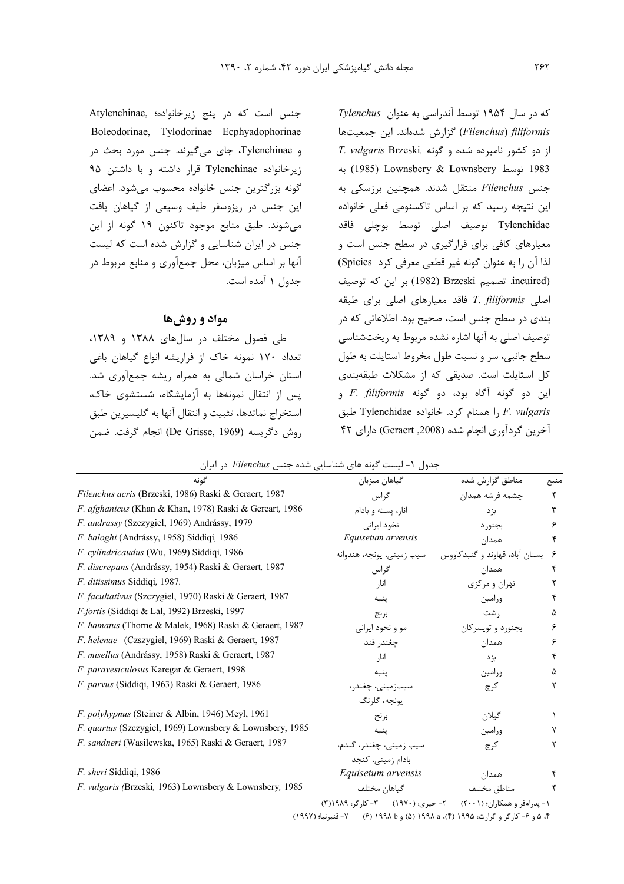که در سال ۱۹۵۴ توسط آندراسی به عنوان *Tylenchus* (*Filenchus*) *filiformis* گزارش شده‌اند. این جمعیت‌ها از دو کشور نامبرده شده و گونه *T. vulgaris* Brzeski, 1983 توسط Lownsbery & Lownsbery (1985) به جنس *Filenchus* منتقل شدند. همچنین برزسکی به این نتیجه رسید که بر اساس تاکسنومی فعلی خانواده Tylenchidae توصیف اصلی توسط بوچلی فاقد معیارهای کافی برای قرارگیری در سطح جنس است و لذا آن را به عنوان گونه غیر قطعی معرفی کرد (Spicies incuired). تصمیم Brzeski (1982) بر این که توصیف اصلی *T. filiformis* فاقد معیارهای اصلی برای طبقه بندی در سطح جنس است، صحیح بود. اطلاعاتی که در توصیف اصلی به آنها اشاره نشده مربوط به ریخت‌شناسی سطح جانبی، سر و نسبت طول مخروط استایلت به طول کل استایلت است. صدیقی که از مشکلات طبقه‌بندی این دو گونه آگاه بود، دو گونه *F. filiformis* و *F. vulgaris* را همنام کرد. خانواده Tylenchidae طبق آخرین گردآوری انجام شده (Geraert, 2008) دارای ۴۲ جنس است که در پنج زیرخانواده؛ Atylenchinae, Boleodorinae, Tylodorinae Ecphyadophorinae و Tylenchinae، جای می‌گیرند. جنس مورد بحث در زیرخانواده Tylenchinae قرار داشته و با داشتن ۹۵ گونه بزرگترین جنس خانواده محسوب می‌شود. اعضای این جنس در ریزوسفر طیف وسیعی از گیاهان یافت می‌شوند. طبق منابع موجود تاکنون ۱۹ گونه از این جنس در ایران شناسایی و گزارش شده است که لیست آنها بر اساس میزبان، محل جمع‌آوری و منابع مربوط در جدول ۱ آمده است.

## مواد و روش‌ها

طی فصول مختلف در سال‌های ۱۳۸۸ و ۱۳۸۹، تعداد ۱۷۰ نمونه خاک از فراریشه انواع گیاهان باغی استان خراسان شمالی به همراه ریشه جمع‌آوری شد. پس از انتقال نمونه‌ها به آزمایشگاه، شستشوی خاک، استخراج نماتدها، تثبیت و انتقال آنها به گلیسیرین طبق روش دگریسه (De Grisse, 1969) انجام گرفت. ضمن

جدول ۱- لیست گونه های شناسایی شده جنس *Filenchus* در ایران

| گونه | گیاهان میزبان | مناطق گزارش شده | منبع |
|---|---|---|---|
| *Filenchus acris* (Brzeski, 1986) Raski & Geraert, 1987 | گراس | چشمه فرشه همدان | ۴ |
| *F. afghanicus* (Khan & Khan, 1978) Raski & Gereart, 1986 | انار، پسته و بادام | یزد | ۳ |
| *F. andrassy* (Szczygiel, 1969) Andrássy, 1979 | نخود ایرانی | بجنورد | ۶ |
| *F. baloghi* (Andrássy, 1958) Siddiqi, 1986 | *Equisetum arvensis* | همدان | ۴ |
| *F. cylindricaudus* (Wu, 1969) Siddiqi, 1986 | سیب زمینی، یونجه، هندوانه | بستان آباد، قهاوند و گنبدکاووس | ۶ |
| *F. discrepans* (Andrássy, 1954) Raski & Geraert, 1987 | گراس | همدان | ۴ |
| *F. ditissimus* Siddiqi, 1987. | انار | تهران و مرکزی | ۲ |
| *F. facultativus* (Szczygiel, 1970) Raski & Geraert, 1987 | پنبه | ورامین | ۴ |
| *F.fortis* (Siddiqi & Lal, 1992) Brzeski, 1997 | برنج | رشت | ۵ |
| *F. hamatus* (Thorne & Malek, 1968) Raski & Geraert, 1987 | مو و نخود ایرانی | بجنورد و تویسرکان | ۶ |
| *F. helenae* (Czszygiel, 1969) Raski & Geraert, 1987 | چغندر قند | همدان | ۶ |
| *F. misellus* (Andrássy, 1958) Raski & Geraert, 1987 | انار | یزد | ۴ |
| *F. paravesiculosus* Karegar & Geraert, 1998 | پنبه | ورامین | ۵ |
| *F. parvus* (Siddiqi, 1963) Raski & Geraert, 1986 | سیب‌زمینی، چغندر، یونجه، گلرنگ | کرج | ۲ |
| *F. polyhypnus* (Steiner & Albin, 1946) Meyl, 1961 | برنج | گیلان | ۱ |
| *F. quartus* (Szczygiel, 1969) Lownsbery & Lownsbery, 1985 | پنبه | ورامین | ۷ |
| *F. sandneri* (Wasilewska, 1965) Raski & Geraert, 1987 | سیب زمینی، چغندر، گندم، بادام زمینی، کنجد | کرج | ۲ |
| *F. sheri* Siddiqi, 1986 | *Equisetum arvensis* | همدان | ۴ |
| *F. vulgaris (*Brzeski, 1963) Lownsbery & Lownsbery, 1985 | گیاهان مختلف | مناطق مختلف | ۴ |

۱- پدرام‌فر و همکاران؛ (۲۰۰۱) ۲- خیری: (۱۹۷۰) ۳- کارگر: ۱۹۸۹(۳)

۴، ۵ و ۶- کارگر و گرارت: ۱۹۹۵ (۴)، ۱۹۹۸ a (۵) و ۱۹۹۸ b (۶) ۷- قنبرنیا؛ (۱۹۹۷)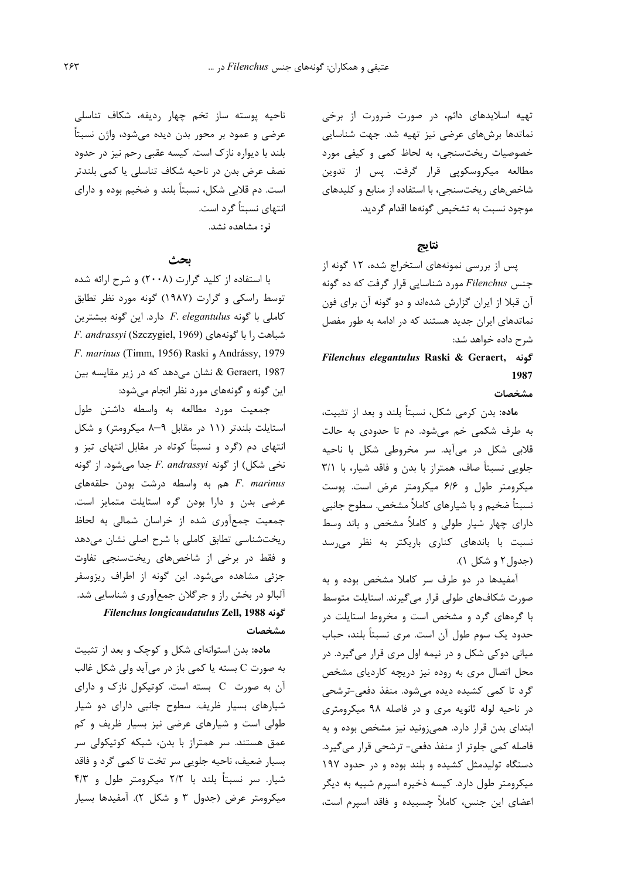تهیه اسلایدهای دائم، در صورت ضرورت از برخی نماتدها برش‌های عرضی نیز تهیه شد. جهت شناسایی خصوصیات ریخت‌سنجی، به لحاظ کمی و کیفی مورد مطالعه میکروسکوپی قرار گرفت. پس از تدوین شاخص‌های ریخت‌سنجی، با استفاده از منابع و کلیدهای موجود نسبت به تشخیص گونه‌ها اقدام گردید.

## نتایج

پس از بررسی نمونه‌های استخراج شده، ۱۲ گونه از جنس *Filenchus* مورد شناسایی قرار گرفت که ده گونه آن قبلا از ایران گزارش شده‌اند و دو گونه آن برای فون نماتدهای ایران جدید هستند که در ادامه به طور مفصل شرح داده خواهد شد:

### گونه *Filenchus elegantulus* Raski & Geraert, 1987

#### مشخصات

**ماده:** بدن کرمی شکل، نسبتاً بلند و بعد از تثبیت، به طرف شکمی خم می‌شود. دم تا حدودی به حالت قلابی شکل در می‌آید. سر مخروطی شکل با ناحیه جلویی نسبتاً صاف، همتراز با بدن و فاقد شیار، با ۳/۱ میکرومتر طول و ۶/۶ میکرومتر عرض است. پوست نسبتاً ضخیم و با شیارهای کاملاً مشخص. سطوح جانبی دارای چهار شیار طولی و کاملاً مشخص و باند وسط نسبت به باندهای کناری باریکتر به نظر می‌رسد (جدول۲ و شکل ۱).

آمفیدها در دو طرف سر کاملا مشخص بوده و به صورت شکاف‌های طولی قرار می‌گیرند. استایلت متوسط با گره‌های گرد و مشخص است و مخروط استایلت در حدود یک سوم طول آن است. مری نسبتاً بلند، حباب میانی دوکی شکل و در نیمه اول مری قرار می‌گیرد. در محل اتصال مری به روده نیز دریچه کاردیای مشخص گرد تا کمی کشیده دیده می‌شود. منفذ دفعی-ترشحی در ناحیه لوله ثانویه مری و در فاصله ۹۸ میکرومتری ابتدای بدن قرار دارد. همی‌زونید نیز مشخص بوده و به فاصله کمی جلوتر از منفذ دفعی- ترشحی قرار می‌گیرد. دستگاه تولیدمثل کشیده و بلند بوده و در حدود ۱۹۷ میکرومتر طول دارد. کیسه ذخیره اسپرم شبیه به دیگر اعضای این جنس، کاملاً چسبیده و فاقد اسپرم است، ناحیه پوسته ساز تخم چهار ردیفه، شکاف تناسلی عرضی و عمود بر محور بدن دیده می‌شود، واژن نسبتاً بلند با دیواره نازک است. کیسه عقبی رحم نیز در حدود نصف عرض بدن در ناحیه شکاف تناسلی یا کمی بلندتر است. دم قلابی شکل، نسبتاً بلند و ضخیم بوده و دارای انتهای نسبتاً گرد است.

**نر:** مشاهده نشد.

## بحث

با استفاده از کلید گرارت (۲۰۰۸) و شرح ارائه شده توسط راسکی و گرارت (۱۹۸۷) گونه مورد نظر تطابق کاملی با گونه *F. elegantulus* دارد. این گونه بیشترین شباهت را با گونه‌های *F. andrassyi* (Szczygiel, 1969) Andrássy, 1979 و *F. marinus* (Timm, 1956) Raski & Geraert, 1987 نشان می‌دهد که در زیر مقایسه بین این گونه و گونه‌های مورد نظر انجام می‌شود:

جمعیت مورد مطالعه به واسطه داشتن طول استایلت بلندتر (۱۱ در مقابل ۹–۸ میکرومتر) و شکل انتهای دم (گرد و نسبتاً کوتاه در مقابل انتهای تیز و نخی شکل) از گونه *F. andrassyi* جدا می‌شود. از گونه *F. marinus* هم به واسطه درشت بودن حلقه‌های عرضی بدن و دارا بودن گره استایلت متمایز است. جمعیت جمع‌آوری شده از خراسان شمالی به لحاظ ریخت‌شناسی تطابق کاملی با شرح اصلی نشان می‌دهد و فقط در برخی از شاخص‌های ریخت‌سنجی تفاوت جزئی مشاهده می‌شود. این گونه از اطراف ریزوسفر آلبالو در بخش راز و جرگلان جمع‌آوری و شناسایی شد.

### گونه *Filenchus longicaudatulus* Zell, 1988

#### مشخصات

**ماده:** بدن استوانه‌ای شکل و کوچک و بعد از تثبیت به صورت C بسته یا کمی باز در می‌آید ولی شکل غالب آن به صورت C بسته است. کوتیکول نازک و دارای شیارهای بسیار ظریف. سطوح جانبی دارای دو شیار طولی است و شیارهای عرضی نیز بسیار ظریف و کم عمق هستند. سر همتراز با بدن، شبکه کوتیکولی سر بسیار ضعیف، ناحیه جلویی سر تخت تا کمی گرد و فاقد شیار. سر نسبتاً بلند با ۲/۲ میکرومتر طول و ۴/۳ میکرومتر عرض (جدول ۳ و شکل ۲). آمفیدها بسیار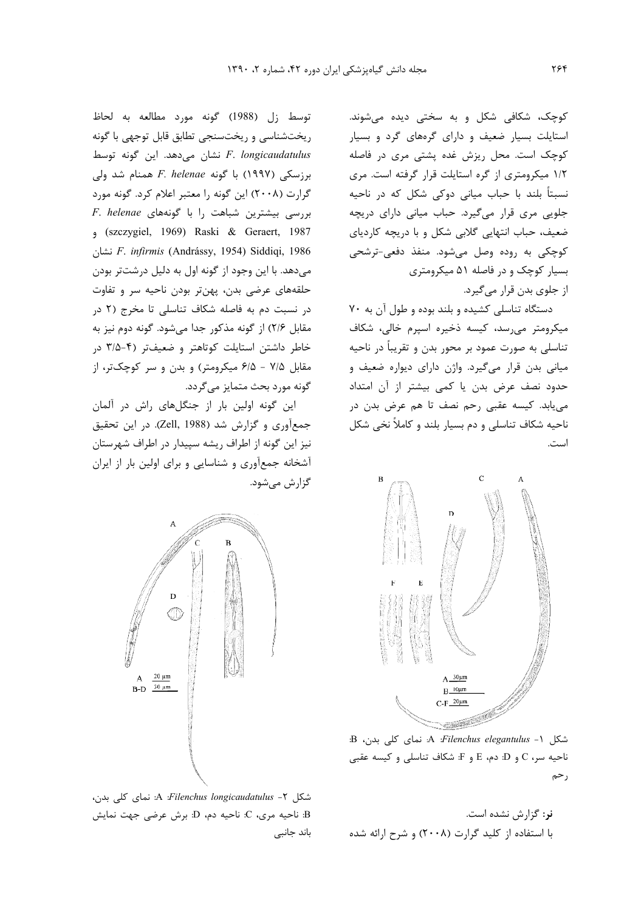کوچک، شکافی شکل و به سختی دیده می‌شوند. استایلت بسیار ضعیف و دارای گره‌های گرد و بسیار کوچک است. محل ریزش غده پشتی مری در فاصله ۱/۲ میکرومتری از گره استایلت قرار گرفته است. مری نسبتاً بلند با حباب میانی دوکی شکل که در ناحیه جلویی مری قرار می‌گیرد. حباب میانی دارای دریچه ضعیف، حباب انتهایی گلابی شکل و با دریچه کاردیای کوچکی به روده وصل می‌شود. منفذ دفعی-ترشحی بسیار کوچک و در فاصله ۵۱ میکرومتری از جلوی بدن قرار می‌گیرد.

دستگاه تناسلی کشیده و بلند بوده و طول آن به ۷۰ میکرومتر می‌رسد، کیسه ذخیره اسپرم خالی، شکاف تناسلی به صورت عمود بر محور بدن و تقریباً در ناحیه میانی بدن قرار می‌گیرد. واژن دارای دیواره ضعیف و حدود نصف عرض بدن یا کمی بیشتر از آن امتداد می‌یابد. کیسه عقبی رحم نصف تا هم عرض بدن در ناحیه شکاف تناسلی و دم بسیار بلند و کاملاً نخی شکل است.

شکل ۱- *Filenchus elegantulus*: A: نمای کلی بدن، B: ناحیه سر، C و D: دم، E و F: شکاف تناسلی و کیسه عقبی رحم

**نر:** گزارش نشده است.

با استفاده از کلید گرارت (۲۰۰۸) و شرح ارائه شده توسط زل (1988) گونه مورد مطالعه به لحاظ ریخت‌شناسی و ریخت‌سنجی تطابق قابل توجهی با گونه *F. longicaudatulus* نشان می‌دهد. این گونه توسط برزسکی (۱۹۹۷) با گونه *F. helenae* همنام شد ولی گرارت (۲۰۰۸) این گونه را معتبر اعلام کرد. گونه مورد بررسی بیشترین شباهت را با گونه‌های *F. helenae* (szczygiel, 1969) Raski & Geraert, 1987 و *F. infirmis* (Andrássy, 1954) Siddiqi, 1986 نشان می‌دهد. با این وجود از گونه اول به دلیل درشت‌تر بودن حلقه‌های عرضی بدن، پهن‌تر بودن ناحیه سر و تفاوت در نسبت دم به فاصله شکاف تناسلی تا مخرج (۲ در مقابل ۲/۶) از گونه مذکور جدا می‌شود. گونه دوم نیز به خاطر داشتن استایلت کوتاهتر و ضعیف‌تر (۴-۳/۵ در مقابل ۷/۵ - ۶/۵ میکرومتر) و بدن و سر کوچک‌تر، از گونه مورد بحث متمایز می‌گردد.

این گونه اولین بار از جنگل‌های راش در آلمان جمع‌آوری و گزارش شد (Zell, 1988). در این تحقیق نیز این گونه از اطراف ریشه سپیدار در اطراف شهرستان آشخانه جمع‌آوری و شناسایی و برای اولین بار از ایران گزارش می‌شود.

شکل ۲- *Filenchus longicaudatulus*: A: نمای کلی بدن، B: ناحیه مری، C: ناحیه دم، D: برش عرضی جهت نمایش باند جانبی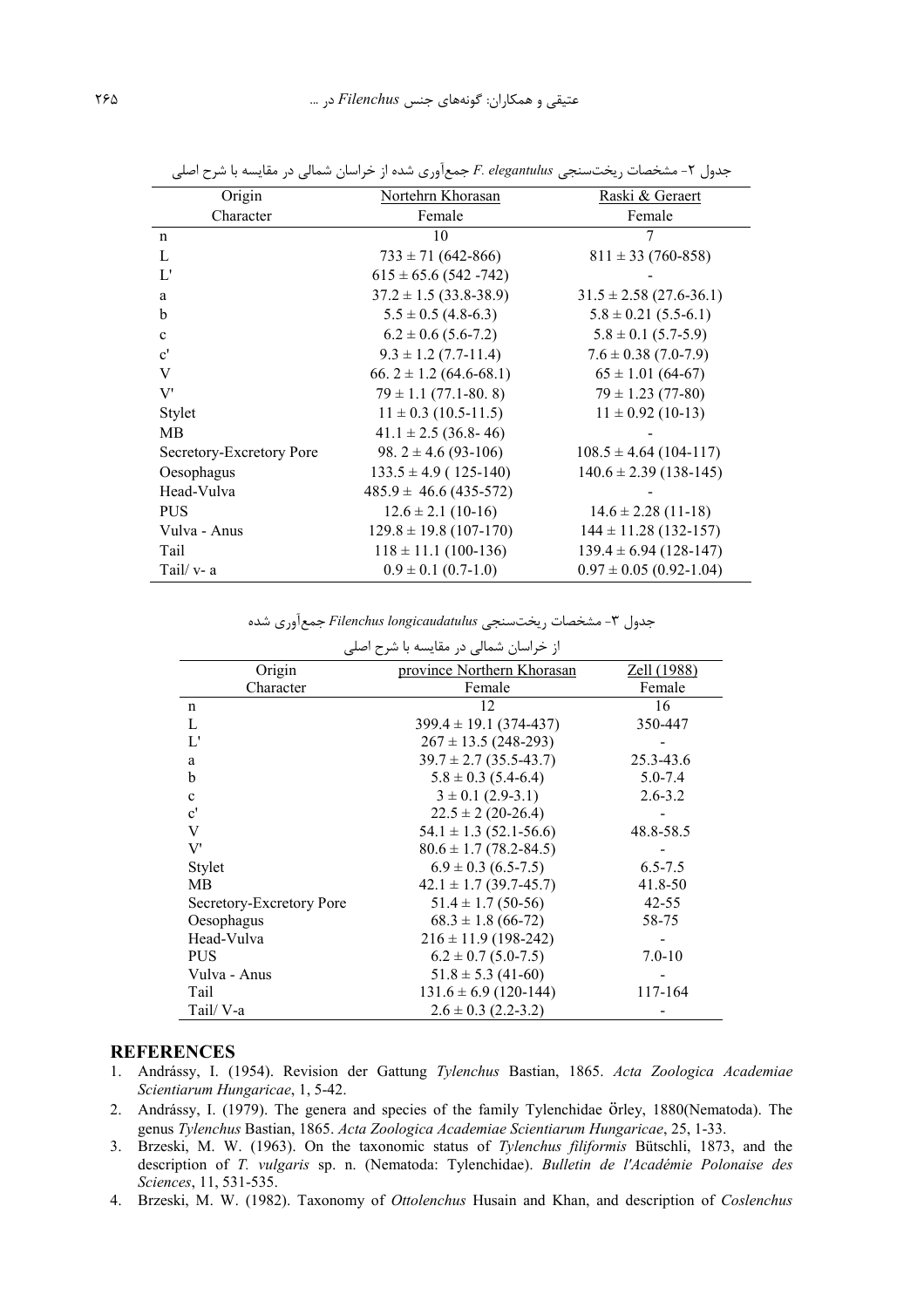جدول ۲- مشخصات ریخت‌سنجی *F. elegantulus* جمع‌آوری شده از خراسان شمالی در مقایسه با شرح اصلی

| Origin / Character | Nortehrn Khorasan Female | Raski & Geraert Female |
|---|---|---|
| n | 10 | 7 |
| L | 733 ± 71 (642-866) | 811 ± 33 (760-858) |
| L' | 615 ± 65.6 (542 -742) | - |
| a | 37.2 ± 1.5 (33.8-38.9) | 31.5 ± 2.58 (27.6-36.1) |
| b | 5.5 ± 0.5 (4.8-6.3) | 5.8 ± 0.21 (5.5-6.1) |
| c | 6.2 ± 0.6 (5.6-7.2) | 5.8 ± 0.1 (5.7-5.9) |
| c' | 9.3 ± 1.2 (7.7-11.4) | 7.6 ± 0.38 (7.0-7.9) |
| V | 66. 2 ± 1.2 (64.6-68.1) | 65 ± 1.01 (64-67) |
| V' | 79 ± 1.1 (77.1-80. 8) | 79 ± 1.23 (77-80) |
| Stylet | 11 ± 0.3 (10.5-11.5) | 11 ± 0.92 (10-13) |
| MB | 41.1 ± 2.5 (36.8- 46) | - |
| Secretory-Excretory Pore | 98. 2 ± 4.6 (93-106) | 108.5 ± 4.64 (104-117) |
| Oesophagus | 133.5 ± 4.9 ( 125-140) | 140.6 ± 2.39 (138-145) |
| Head-Vulva | 485.9 ± 46.6 (435-572) | - |
| PUS | 12.6 ± 2.1 (10-16) | 14.6 ± 2.28 (11-18) |
| Vulva - Anus | 129.8 ± 19.8 (107-170) | 144 ± 11.28 (132-157) |
| Tail | 118 ± 11.1 (100-136) | 139.4 ± 6.94 (128-147) |
| Tail/ v- a | 0.9 ± 0.1 (0.7-1.0) | 0.97 ± 0.05 (0.92-1.04) |

جدول ۳- مشخصات ریخت‌سنجی *Filenchus longicaudatulus* جمع‌آوری شده از خراسان شمالی در مقایسه با شرح اصلی

| Origin / Character | province Northern Khorasan Female | Zell (1988) Female |
|---|---|---|
| n | 12 | 16 |
| L | 399.4 ± 19.1 (374-437) | 350-447 |
| L' | 267 ± 13.5 (248-293) | - |
| a | 39.7 ± 2.7 (35.5-43.7) | 25.3-43.6 |
| b | 5.8 ± 0.3 (5.4-6.4) | 5.0-7.4 |
| c | 3 ± 0.1 (2.9-3.1) | 2.6-3.2 |
| c' | 22.5 ± 2 (20-26.4) | - |
| V | 54.1 ± 1.3 (52.1-56.6) | 48.8-58.5 |
| V' | 80.6 ± 1.7 (78.2-84.5) | - |
| Stylet | 6.9 ± 0.3 (6.5-7.5) | 6.5-7.5 |
| MB | 42.1 ± 1.7 (39.7-45.7) | 41.8-50 |
| Secretory-Excretory Pore | 51.4 ± 1.7 (50-56) | 42-55 |
| Oesophagus | 68.3 ± 1.8 (66-72) | 58-75 |
| Head-Vulva | 216 ± 11.9 (198-242) | - |
| PUS | 6.2 ± 0.7 (5.0-7.5) | 7.0-10 |
| Vulva - Anus | 51.8 ± 5.3 (41-60) | - |
| Tail | 131.6 ± 6.9 (120-144) | 117-164 |
| Tail/ V-a | 2.6 ± 0.3 (2.2-3.2) | - |

## REFERENCES

1. Andrássy, I. (1954). Revision der Gattung *Tylenchus* Bastian, 1865. *Acta Zoologica Academiae Scientiarum Hungaricae*, 1, 5-42.
2. Andrássy, I. (1979). The genera and species of the family Tylenchidae Örley, 1880(Nematoda). The genus *Tylenchus* Bastian, 1865. *Acta Zoologica Academiae Scientiarum Hungaricae*, 25, 1-33.
3. Brzeski, M. W. (1963). On the taxonomic status of *Tylenchus filiformis* Bütschli, 1873, and the description of *T. vulgaris* sp. n. (Nematoda: Tylenchidae). *Bulletin de l'Académie Polonaise des Sciences*, 11, 531-535.
4. Brzeski, M. W. (1982). Taxonomy of *Ottolenchus* Husain and Khan, and description of *Coslenchus*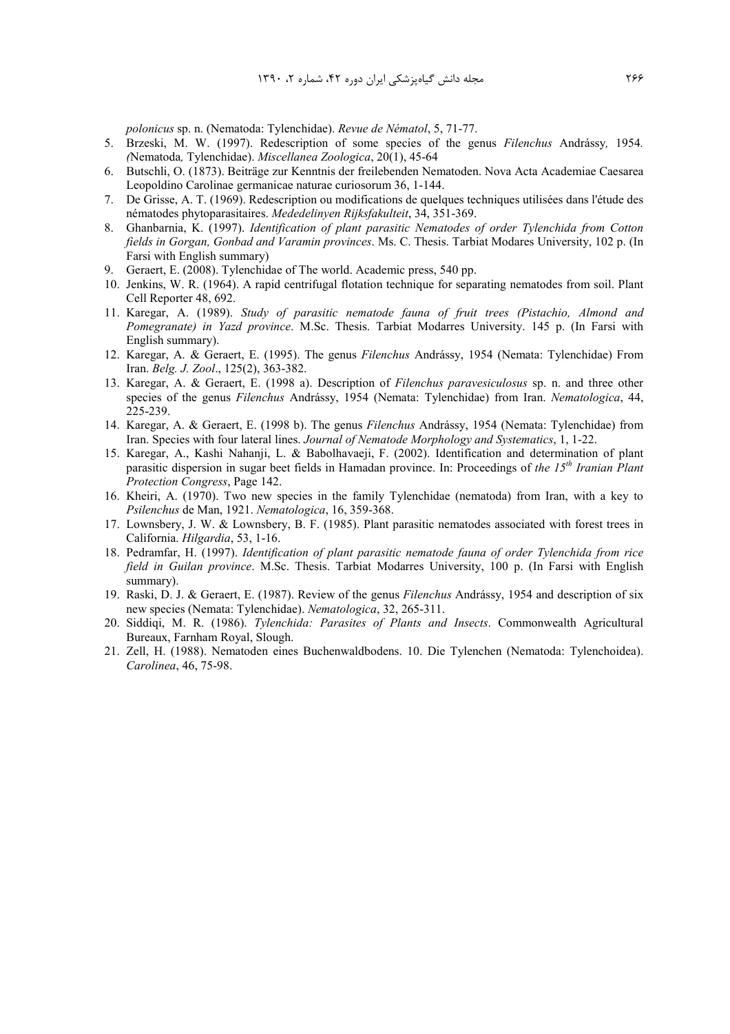*polonicus* sp. n. (Nematoda: Tylenchidae). *Revue de Nématol*, 5, 71-77.

5. Brzeski, M. W. (1997). Redescription of some species of the genus *Filenchus* Andrássy*,* 1954*. (*Nematoda*,* Tylenchidae). *Miscellanea Zoologica*, 20(1), 45-64
6. Butschli, O. (1873). Beiträge zur Kenntnis der freilebenden Nematoden. Nova Acta Academiae Caesarea Leopoldino Carolinae germanicae naturae curiosorum 36, 1-144.
7. De Grisse, A. T. (1969). Redescription ou modifications de quelques techniques utilisées dans l'étude des nématodes phytoparasitaires. *Mededelinyen Rijksfakulteit*, 34, 351-369.
8. Ghanbarnia, K. (1997). *Identification of plant parasitic Nematodes of order Tylenchida from Cotton fields in Gorgan, Gonbad and Varamin provinces*. Ms. C. Thesis. Tarbiat Modares University, 102 p. (In Farsi with English summary)
9. Geraert, E. (2008). Tylenchidae of The world. Academic press, 540 pp.
10. Jenkins, W. R. (1964). A rapid centrifugal flotation technique for separating nematodes from soil. Plant Cell Reporter 48, 692.
11. Karegar, A. (1989). *Study of parasitic nematode fauna of fruit trees (Pistachio, Almond and Pomegranate) in Yazd province*. M.Sc. Thesis. Tarbiat Modarres University. 145 p. (In Farsi with English summary).
12. Karegar, A. & Geraert, E. (1995). The genus *Filenchus* Andrássy, 1954 (Nemata: Tylenchidae) From Iran. *Belg. J. Zool*., 125(2), 363-382.
13. Karegar, A. & Geraert, E. (1998 a). Description of *Filenchus paravesiculosus* sp. n. and three other species of the genus *Filenchus* Andrássy, 1954 (Nemata: Tylenchidae) from Iran. *Nematologica*, 44, 225-239.
14. Karegar, A. & Geraert, E. (1998 b). The genus *Filenchus* Andrássy, 1954 (Nemata: Tylenchidae) from Iran. Species with four lateral lines. *Journal of Nematode Morphology and Systematics*, 1, 1-22.
15. Karegar, A., Kashi Nahanji, L. & Babolhavaeji, F. (2002). Identification and determination of plant parasitic dispersion in sugar beet fields in Hamadan province. In: Proceedings of *the 15th Iranian Plant Protection Congress*, Page 142.
16. Kheiri, A. (1970). Two new species in the family Tylenchidae (nematoda) from Iran, with a key to *Psilenchus* de Man, 1921. *Nematologica*, 16, 359-368.
17. Lownsbery, J. W. & Lownsbery, B. F. (1985). Plant parasitic nematodes associated with forest trees in California. *Hilgardia*, 53, 1-16.
18. Pedramfar, H. (1997). *Identification of plant parasitic nematode fauna of order Tylenchida from rice field in Guilan province*. M.Sc. Thesis. Tarbiat Modarres University, 100 p. (In Farsi with English summary).
19. Raski, D. J. & Geraert, E. (1987). Review of the genus *Filenchus* Andrássy, 1954 and description of six new species (Nemata: Tylenchidae). *Nematologica*, 32, 265-311.
20. Siddiqi, M. R. (1986). *Tylenchida: Parasites of Plants and Insects*. Commonwealth Agricultural Bureaux, Farnham Royal, Slough.
21. Zell, H. (1988). Nematoden eines Buchenwaldbodens. 10. Die Tylenchen (Nematoda: Tylenchoidea). *Carolinea*, 46, 75-98.